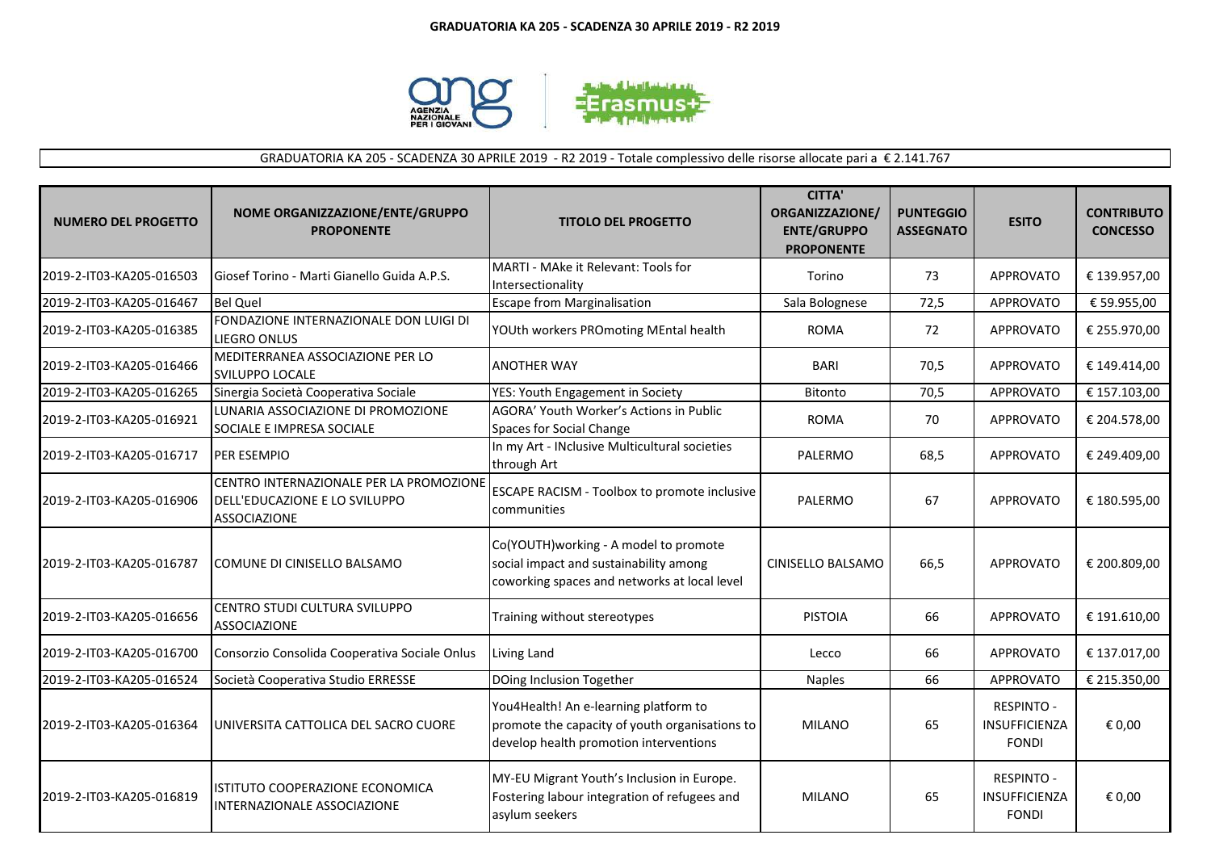# GRADUATORIA KA 205 - SCADENZA 30 APRILE 2019 - R2 2019

GRADUATORIA KA 205 - SCADENZA 30 APRILE 2019 - R2 2019 - Totale complessivo delle risorse allocate pari a € 2.141.767

| NUMERO DEL PROGETTO | NOME ORGANIZZAZIONE/ENTE/GRUPPO PROPONENTE | TITOLO DEL PROGETTO | CITTA' ORGANIZZAZIONE/ ENTE/GRUPPO PROPONENTE | PUNTEGGIO ASSEGNATO | ESITO | CONTRIBUTO CONCESSO |
|---|---|---|---|---|---|---|
| 2019-2-IT03-KA205-016503 | Giosef Torino - Marti Gianello Guida A.P.S. | MARTI - MAke it Relevant: Tools for Intersectionality | Torino | 73 | APPROVATO | € 139.957,00 |
| 2019-2-IT03-KA205-016467 | Bel Quel | Escape from Marginalisation | Sala Bolognese | 72,5 | APPROVATO | € 59.955,00 |
| 2019-2-IT03-KA205-016385 | FONDAZIONE INTERNAZIONALE DON LUIGI DI LIEGRO ONLUS | YOUth workers PROmoting MEntal health | ROMA | 72 | APPROVATO | € 255.970,00 |
| 2019-2-IT03-KA205-016466 | MEDITERRANEA ASSOCIAZIONE PER LO SVILUPPO LOCALE | ANOTHER WAY | BARI | 70,5 | APPROVATO | € 149.414,00 |
| 2019-2-IT03-KA205-016265 | Sinergia Società Cooperativa Sociale | YES: Youth Engagement in Society | Bitonto | 70,5 | APPROVATO | € 157.103,00 |
| 2019-2-IT03-KA205-016921 | LUNARIA ASSOCIAZIONE DI PROMOZIONE SOCIALE E IMPRESA SOCIALE | AGORA' Youth Worker's Actions in Public Spaces for Social Change | ROMA | 70 | APPROVATO | € 204.578,00 |
| 2019-2-IT03-KA205-016717 | PER ESEMPIO | In my Art - INclusive Multicultural societies through Art | PALERMO | 68,5 | APPROVATO | € 249.409,00 |
| 2019-2-IT03-KA205-016906 | CENTRO INTERNAZIONALE PER LA PROMOZIONE DELL'EDUCAZIONE E LO SVILUPPO ASSOCIAZIONE | ESCAPE RACISM - Toolbox to promote inclusive communities | PALERMO | 67 | APPROVATO | € 180.595,00 |
| 2019-2-IT03-KA205-016787 | COMUNE DI CINISELLO BALSAMO | Co(YOUTH)working - A model to promote social impact and sustainability among coworking spaces and networks at local level | CINISELLO BALSAMO | 66,5 | APPROVATO | € 200.809,00 |
| 2019-2-IT03-KA205-016656 | CENTRO STUDI CULTURA SVILUPPO ASSOCIAZIONE | Training without stereotypes | PISTOIA | 66 | APPROVATO | € 191.610,00 |
| 2019-2-IT03-KA205-016700 | Consorzio Consolida Cooperativa Sociale Onlus | Living Land | Lecco | 66 | APPROVATO | € 137.017,00 |
| 2019-2-IT03-KA205-016524 | Società Cooperativa Studio ERRESSE | DOing Inclusion Together | Naples | 66 | APPROVATO | € 215.350,00 |
| 2019-2-IT03-KA205-016364 | UNIVERSITA CATTOLICA DEL SACRO CUORE | You4Health! An e-learning platform to promote the capacity of youth organisations to develop health promotion interventions | MILANO | 65 | RESPINTO - INSUFFICIENZA FONDI | € 0,00 |
| 2019-2-IT03-KA205-016819 | ISTITUTO COOPERAZIONE ECONOMICA INTERNAZIONALE ASSOCIAZIONE | MY-EU Migrant Youth's Inclusion in Europe. Fostering labour integration of refugees and asylum seekers | MILANO | 65 | RESPINTO - INSUFFICIENZA FONDI | € 0,00 |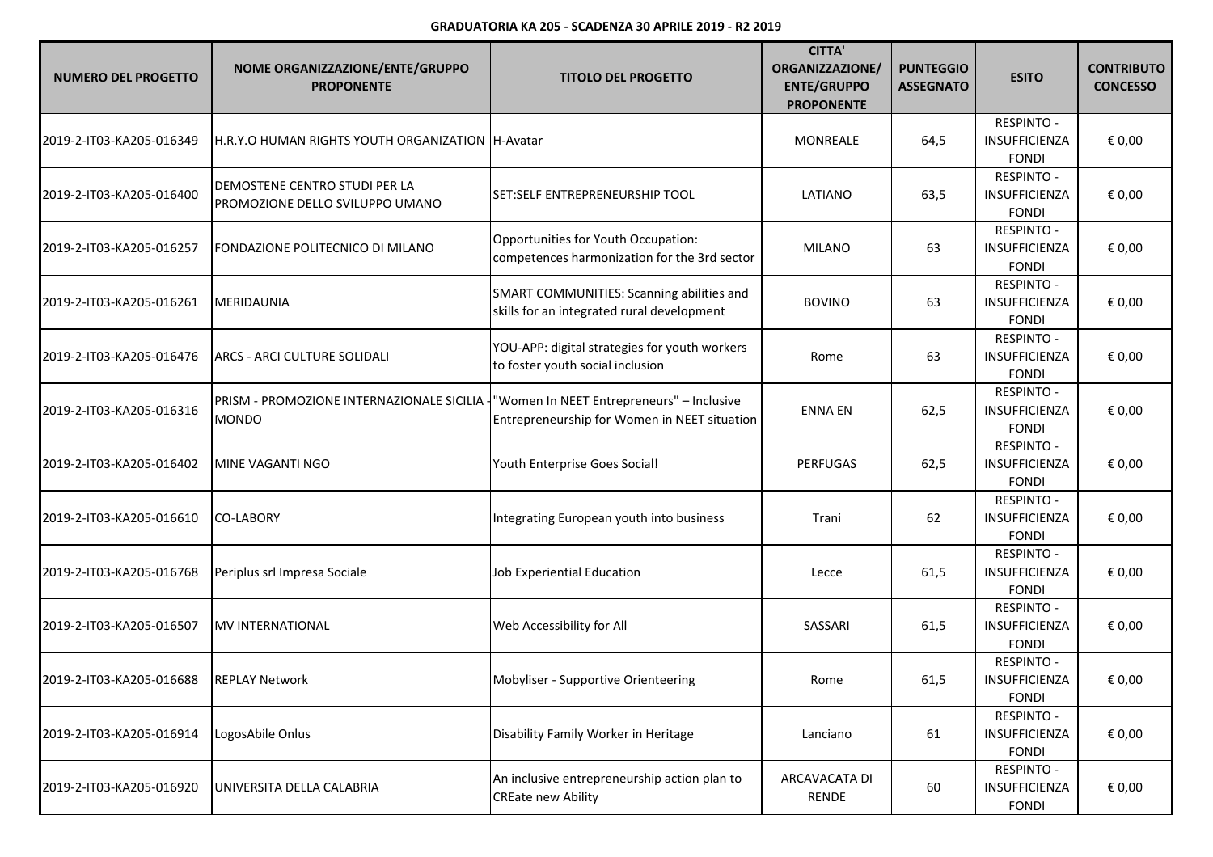**GRADUATORIA KA 205 - SCADENZA 30 APRILE 2019 - R2 2019**

| NUMERO DEL PROGETTO | NOME ORGANIZZAZIONE/ENTE/GRUPPO PROPONENTE | TITOLO DEL PROGETTO | CITTA' ORGANIZZAZIONE/ ENTE/GRUPPO PROPONENTE | PUNTEGGIO ASSEGNATO | ESITO | CONTRIBUTO CONCESSO |
|---|---|---|---|---|---|---|
| 2019-2-IT03-KA205-016349 | H.R.Y.O HUMAN RIGHTS YOUTH ORGANIZATION | H-Avatar | MONREALE | 64,5 | RESPINTO - INSUFFICIENZA FONDI | € 0,00 |
| 2019-2-IT03-KA205-016400 | DEMOSTENE CENTRO STUDI PER LA PROMOZIONE DELLO SVILUPPO UMANO | SET:SELF ENTREPRENEURSHIP TOOL | LATIANO | 63,5 | RESPINTO - INSUFFICIENZA FONDI | € 0,00 |
| 2019-2-IT03-KA205-016257 | FONDAZIONE POLITECNICO DI MILANO | Opportunities for Youth Occupation: competences harmonization for the 3rd sector | MILANO | 63 | RESPINTO - INSUFFICIENZA FONDI | € 0,00 |
| 2019-2-IT03-KA205-016261 | MERIDAUNIA | SMART COMMUNITIES: Scanning abilities and skills for an integrated rural development | BOVINO | 63 | RESPINTO - INSUFFICIENZA FONDI | € 0,00 |
| 2019-2-IT03-KA205-016476 | ARCS - ARCI CULTURE SOLIDALI | YOU-APP: digital strategies for youth workers to foster youth social inclusion | Rome | 63 | RESPINTO - INSUFFICIENZA FONDI | € 0,00 |
| 2019-2-IT03-KA205-016316 | PRISM - PROMOZIONE INTERNAZIONALE SICILIA - MONDO | "Women In NEET Entrepreneurs" – Inclusive Entrepreneurship for Women in NEET situation | ENNA EN | 62,5 | RESPINTO - INSUFFICIENZA FONDI | € 0,00 |
| 2019-2-IT03-KA205-016402 | MINE VAGANTI NGO | Youth Enterprise Goes Social! | PERFUGAS | 62,5 | RESPINTO - INSUFFICIENZA FONDI | € 0,00 |
| 2019-2-IT03-KA205-016610 | CO-LABORY | Integrating European youth into business | Trani | 62 | RESPINTO - INSUFFICIENZA FONDI | € 0,00 |
| 2019-2-IT03-KA205-016768 | Periplus srl Impresa Sociale | Job Experiential Education | Lecce | 61,5 | RESPINTO - INSUFFICIENZA FONDI | € 0,00 |
| 2019-2-IT03-KA205-016507 | MV INTERNATIONAL | Web Accessibility for All | SASSARI | 61,5 | RESPINTO - INSUFFICIENZA FONDI | € 0,00 |
| 2019-2-IT03-KA205-016688 | REPLAY Network | Mobyliser - Supportive Orienteering | Rome | 61,5 | RESPINTO - INSUFFICIENZA FONDI | € 0,00 |
| 2019-2-IT03-KA205-016914 | LogosAbile Onlus | Disability Family Worker in Heritage | Lanciano | 61 | RESPINTO - INSUFFICIENZA FONDI | € 0,00 |
| 2019-2-IT03-KA205-016920 | UNIVERSITA DELLA CALABRIA | An inclusive entrepreneurship action plan to CREate new Ability | ARCAVACATA DI RENDE | 60 | RESPINTO - INSUFFICIENZA FONDI | € 0,00 |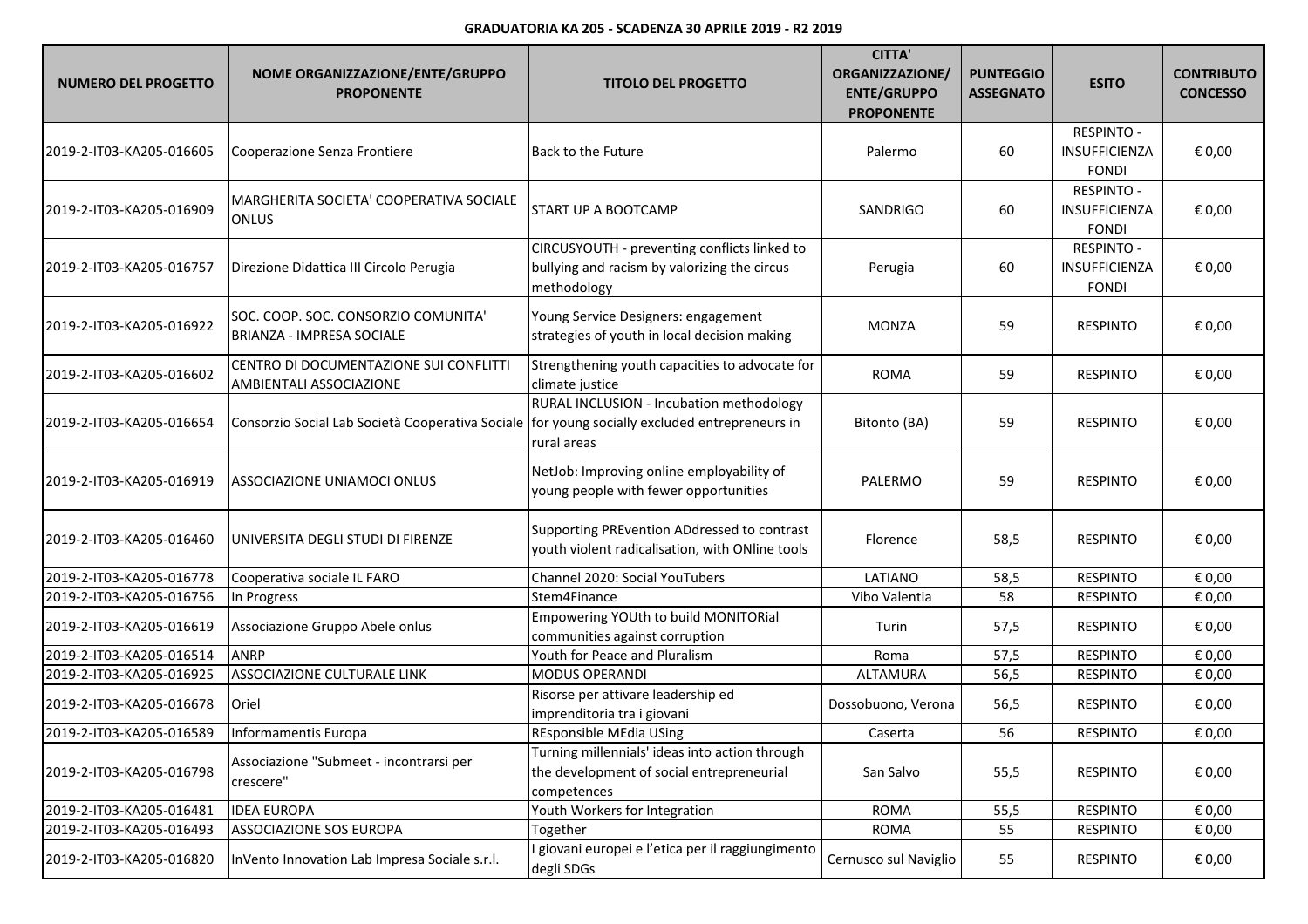**GRADUATORIA KA 205 - SCADENZA 30 APRILE 2019 - R2 2019**

| NUMERO DEL PROGETTO | NOME ORGANIZZAZIONE/ENTE/GRUPPO PROPONENTE | TITOLO DEL PROGETTO | CITTA' ORGANIZZAZIONE/ ENTE/GRUPPO PROPONENTE | PUNTEGGIO ASSEGNATO | ESITO | CONTRIBUTO CONCESSO |
| --- | --- | --- | --- | --- | --- | --- |
| 2019-2-IT03-KA205-016605 | Cooperazione Senza Frontiere | Back to the Future | Palermo | 60 | RESPINTO - INSUFFICIENZA FONDI | € 0,00 |
| 2019-2-IT03-KA205-016909 | MARGHERITA SOCIETA' COOPERATIVA SOCIALE ONLUS | START UP A BOOTCAMP | SANDRIGO | 60 | RESPINTO - INSUFFICIENZA FONDI | € 0,00 |
| 2019-2-IT03-KA205-016757 | Direzione Didattica III Circolo Perugia | CIRCUSYOUTH - preventing conflicts linked to bullying and racism by valorizing the circus methodology | Perugia | 60 | RESPINTO - INSUFFICIENZA FONDI | € 0,00 |
| 2019-2-IT03-KA205-016922 | SOC. COOP. SOC. CONSORZIO COMUNITA' BRIANZA - IMPRESA SOCIALE | Young Service Designers: engagement strategies of youth in local decision making | MONZA | 59 | RESPINTO | € 0,00 |
| 2019-2-IT03-KA205-016602 | CENTRO DI DOCUMENTAZIONE SUI CONFLITTI AMBIENTALI ASSOCIAZIONE | Strengthening youth capacities to advocate for climate justice | ROMA | 59 | RESPINTO | € 0,00 |
| 2019-2-IT03-KA205-016654 | Consorzio Social Lab Società Cooperativa Sociale | RURAL INCLUSION - Incubation methodology for young socially excluded entrepreneurs in rural areas | Bitonto (BA) | 59 | RESPINTO | € 0,00 |
| 2019-2-IT03-KA205-016919 | ASSOCIAZIONE UNIAMOCI ONLUS | NetJob: Improving online employability of young people with fewer opportunities | PALERMO | 59 | RESPINTO | € 0,00 |
| 2019-2-IT03-KA205-016460 | UNIVERSITA DEGLI STUDI DI FIRENZE | Supporting PREvention ADdressed to contrast youth violent radicalisation, with ONline tools | Florence | 58,5 | RESPINTO | € 0,00 |
| 2019-2-IT03-KA205-016778 | Cooperativa sociale IL FARO | Channel 2020: Social YouTubers | LATIANO | 58,5 | RESPINTO | € 0,00 |
| 2019-2-IT03-KA205-016756 | In Progress | Stem4Finance | Vibo Valentia | 58 | RESPINTO | € 0,00 |
| 2019-2-IT03-KA205-016619 | Associazione Gruppo Abele onlus | Empowering YOUth to build MONITORial communities against corruption | Turin | 57,5 | RESPINTO | € 0,00 |
| 2019-2-IT03-KA205-016514 | ANRP | Youth for Peace and Pluralism | Roma | 57,5 | RESPINTO | € 0,00 |
| 2019-2-IT03-KA205-016925 | ASSOCIAZIONE CULTURALE LINK | MODUS OPERANDI | ALTAMURA | 56,5 | RESPINTO | € 0,00 |
| 2019-2-IT03-KA205-016678 | Oriel | Risorse per attivare leadership ed imprenditoria tra i giovani | Dossobuono, Verona | 56,5 | RESPINTO | € 0,00 |
| 2019-2-IT03-KA205-016589 | Informamentis Europa | REsponsible MEdia USing | Caserta | 56 | RESPINTO | € 0,00 |
| 2019-2-IT03-KA205-016798 | Associazione "Submeet - incontrarsi per crescere" | Turning millennials' ideas into action through the development of social entrepreneurial competences | San Salvo | 55,5 | RESPINTO | € 0,00 |
| 2019-2-IT03-KA205-016481 | IDEA EUROPA | Youth Workers for Integration | ROMA | 55,5 | RESPINTO | € 0,00 |
| 2019-2-IT03-KA205-016493 | ASSOCIAZIONE SOS EUROPA | Together | ROMA | 55 | RESPINTO | € 0,00 |
| 2019-2-IT03-KA205-016820 | InVento Innovation Lab Impresa Sociale s.r.l. | I giovani europei e l'etica per il raggiungimento degli SDGs | Cernusco sul Naviglio | 55 | RESPINTO | € 0,00 |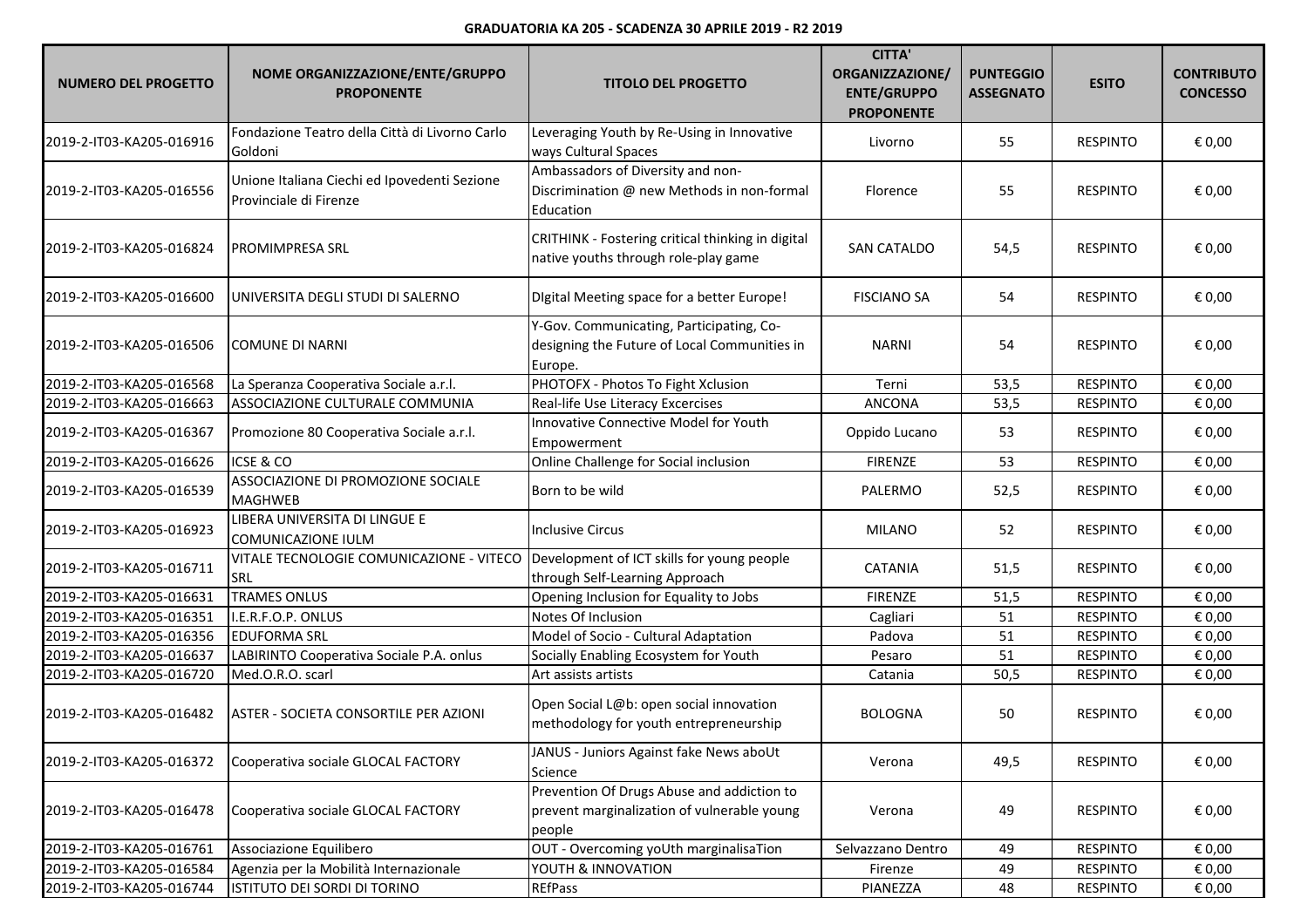**GRADUATORIA KA 205 - SCADENZA 30 APRILE 2019 - R2 2019**

| NUMERO DEL PROGETTO | NOME ORGANIZZAZIONE/ENTE/GRUPPO PROPONENTE | TITOLO DEL PROGETTO | CITTA' ORGANIZZAZIONE/ ENTE/GRUPPO PROPONENTE | PUNTEGGIO ASSEGNATO | ESITO | CONTRIBUTO CONCESSO |
|---|---|---|---|---|---|---|
| 2019-2-IT03-KA205-016916 | Fondazione Teatro della Città di Livorno Carlo Goldoni | Leveraging Youth by Re-Using in Innovative ways Cultural Spaces | Livorno | 55 | RESPINTO | € 0,00 |
| 2019-2-IT03-KA205-016556 | Unione Italiana Ciechi ed Ipovedenti Sezione Provinciale di Firenze | Ambassadors of Diversity and non-Discrimination @ new Methods in non-formal Education | Florence | 55 | RESPINTO | € 0,00 |
| 2019-2-IT03-KA205-016824 | PROMIMPRESA SRL | CRITHINK - Fostering critical thinking in digital native youths through role-play game | SAN CATALDO | 54,5 | RESPINTO | € 0,00 |
| 2019-2-IT03-KA205-016600 | UNIVERSITA DEGLI STUDI DI SALERNO | DIgital Meeting space for a better Europe! | FISCIANO SA | 54 | RESPINTO | € 0,00 |
| 2019-2-IT03-KA205-016506 | COMUNE DI NARNI | Y-Gov. Communicating, Participating, Co-designing the Future of Local Communities in Europe. | NARNI | 54 | RESPINTO | € 0,00 |
| 2019-2-IT03-KA205-016568 | La Speranza Cooperativa Sociale a.r.l. | PHOTOFX - Photos To Fight Xclusion | Terni | 53,5 | RESPINTO | € 0,00 |
| 2019-2-IT03-KA205-016663 | ASSOCIAZIONE CULTURALE COMMUNIA | Real-life Use Literacy Excercises | ANCONA | 53,5 | RESPINTO | € 0,00 |
| 2019-2-IT03-KA205-016367 | Promozione 80 Cooperativa Sociale a.r.l. | Innovative Connective Model for Youth Empowerment | Oppido Lucano | 53 | RESPINTO | € 0,00 |
| 2019-2-IT03-KA205-016626 | ICSE & CO | Online Challenge for Social inclusion | FIRENZE | 53 | RESPINTO | € 0,00 |
| 2019-2-IT03-KA205-016539 | ASSOCIAZIONE DI PROMOZIONE SOCIALE MAGHWEB | Born to be wild | PALERMO | 52,5 | RESPINTO | € 0,00 |
| 2019-2-IT03-KA205-016923 | LIBERA UNIVERSITA DI LINGUE E COMUNICAZIONE IULM | Inclusive Circus | MILANO | 52 | RESPINTO | € 0,00 |
| 2019-2-IT03-KA205-016711 | VITALE TECNOLOGIE COMUNICAZIONE - VITECO SRL | Development of ICT skills for young people through Self-Learning Approach | CATANIA | 51,5 | RESPINTO | € 0,00 |
| 2019-2-IT03-KA205-016631 | TRAMES ONLUS | Opening Inclusion for Equality to Jobs | FIRENZE | 51,5 | RESPINTO | € 0,00 |
| 2019-2-IT03-KA205-016351 | I.E.R.F.O.P. ONLUS | Notes Of Inclusion | Cagliari | 51 | RESPINTO | € 0,00 |
| 2019-2-IT03-KA205-016356 | EDUFORMA SRL | Model of Socio - Cultural Adaptation | Padova | 51 | RESPINTO | € 0,00 |
| 2019-2-IT03-KA205-016637 | LABIRINTO Cooperativa Sociale P.A. onlus | Socially Enabling Ecosystem for Youth | Pesaro | 51 | RESPINTO | € 0,00 |
| 2019-2-IT03-KA205-016720 | Med.O.R.O. scarl | Art assists artists | Catania | 50,5 | RESPINTO | € 0,00 |
| 2019-2-IT03-KA205-016482 | ASTER - SOCIETA CONSORTILE PER AZIONI | Open Social L@b: open social innovation methodology for youth entrepreneurship | BOLOGNA | 50 | RESPINTO | € 0,00 |
| 2019-2-IT03-KA205-016372 | Cooperativa sociale GLOCAL FACTORY | JANUS - Juniors Against fake News aboUt Science | Verona | 49,5 | RESPINTO | € 0,00 |
| 2019-2-IT03-KA205-016478 | Cooperativa sociale GLOCAL FACTORY | Prevention Of Drugs Abuse and addiction to prevent marginalization of vulnerable young people | Verona | 49 | RESPINTO | € 0,00 |
| 2019-2-IT03-KA205-016761 | Associazione Equilibero | OUT - Overcoming yoUth marginalisaTion | Selvazzano Dentro | 49 | RESPINTO | € 0,00 |
| 2019-2-IT03-KA205-016584 | Agenzia per la Mobilità Internazionale | YOUTH & INNOVATION | Firenze | 49 | RESPINTO | € 0,00 |
| 2019-2-IT03-KA205-016744 | ISTITUTO DEI SORDI DI TORINO | REfPass | PIANEZZA | 48 | RESPINTO | € 0,00 |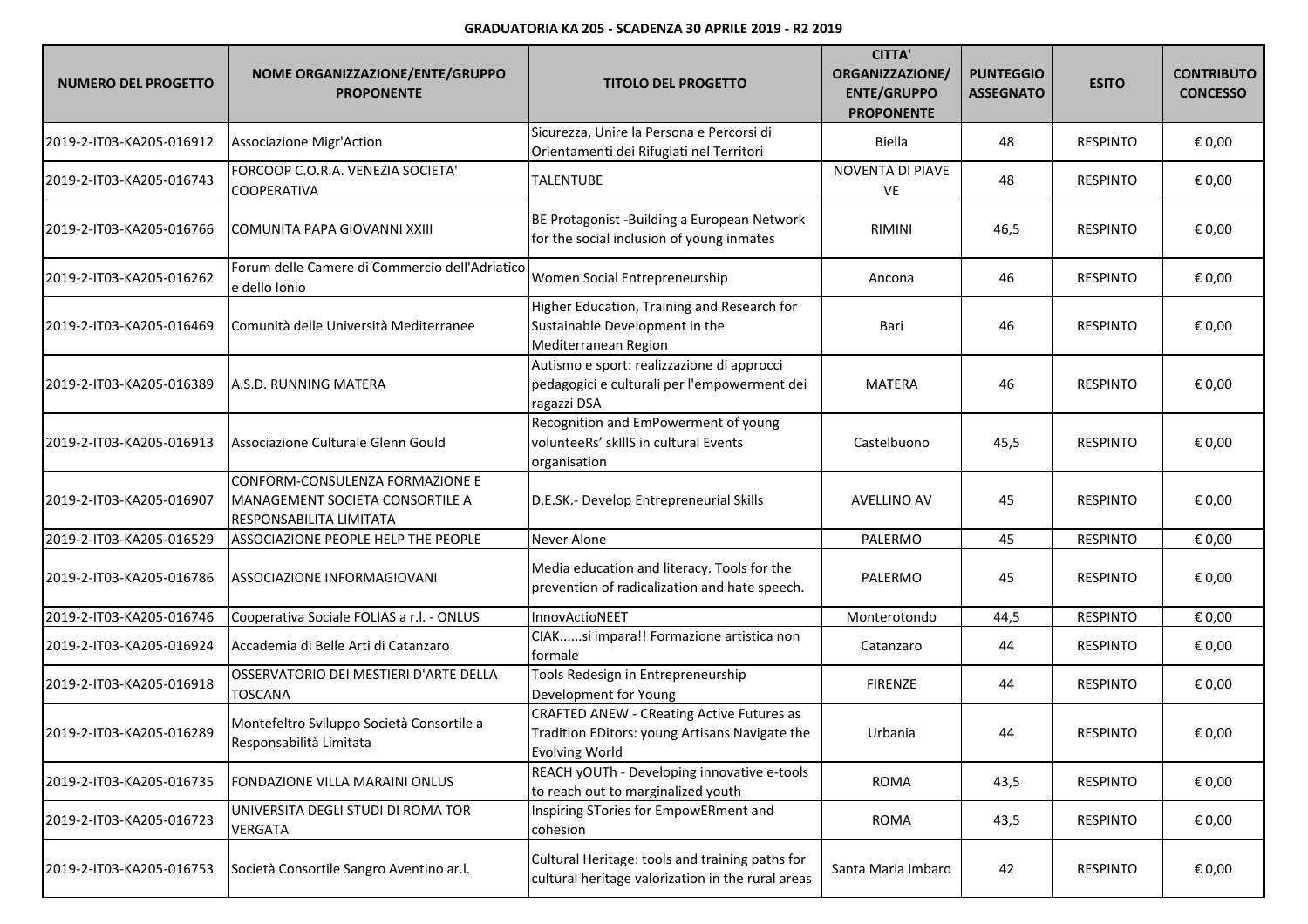**GRADUATORIA KA 205 - SCADENZA 30 APRILE 2019 - R2 2019**

| NUMERO DEL PROGETTO | NOME ORGANIZZAZIONE/ENTE/GRUPPO PROPONENTE | TITOLO DEL PROGETTO | CITTA' ORGANIZZAZIONE/ ENTE/GRUPPO PROPONENTE | PUNTEGGIO ASSEGNATO | ESITO | CONTRIBUTO CONCESSO |
|---|---|---|---|---|---|---|
| 2019-2-IT03-KA205-016912 | Associazione Migr'Action | Sicurezza, Unire la Persona e Percorsi di Orientamenti dei Rifugiati nel Territori | Biella | 48 | RESPINTO | € 0,00 |
| 2019-2-IT03-KA205-016743 | FORCOOP C.O.R.A. VENEZIA SOCIETA' COOPERATIVA | TALENTUBE | NOVENTA DI PIAVE VE | 48 | RESPINTO | € 0,00 |
| 2019-2-IT03-KA205-016766 | COMUNITA PAPA GIOVANNI XXIII | BE Protagonist -Building a European Network for the social inclusion of young inmates | RIMINI | 46,5 | RESPINTO | € 0,00 |
| 2019-2-IT03-KA205-016262 | Forum delle Camere di Commercio dell'Adriatico e dello Ionio | Women Social Entrepreneurship | Ancona | 46 | RESPINTO | € 0,00 |
| 2019-2-IT03-KA205-016469 | Comunità delle Università Mediterranee | Higher Education, Training and Research for Sustainable Development in the Mediterranean Region | Bari | 46 | RESPINTO | € 0,00 |
| 2019-2-IT03-KA205-016389 | A.S.D. RUNNING MATERA | Autismo e sport: realizzazione di approcci pedagogici e culturali per l'empowerment dei ragazzi DSA | MATERA | 46 | RESPINTO | € 0,00 |
| 2019-2-IT03-KA205-016913 | Associazione Culturale Glenn Gould | Recognition and EmPowerment of young volunteeRs' skIllS in cultural Events organisation | Castelbuono | 45,5 | RESPINTO | € 0,00 |
| 2019-2-IT03-KA205-016907 | CONFORM-CONSULENZA FORMAZIONE E MANAGEMENT SOCIETA CONSORTILE A RESPONSABILITA LIMITATA | D.E.SK.- Develop Entrepreneurial Skills | AVELLINO AV | 45 | RESPINTO | € 0,00 |
| 2019-2-IT03-KA205-016529 | ASSOCIAZIONE PEOPLE HELP THE PEOPLE | Never Alone | PALERMO | 45 | RESPINTO | € 0,00 |
| 2019-2-IT03-KA205-016786 | ASSOCIAZIONE INFORMAGIOVANI | Media education and literacy. Tools for the prevention of radicalization and hate speech. | PALERMO | 45 | RESPINTO | € 0,00 |
| 2019-2-IT03-KA205-016746 | Cooperativa Sociale FOLIAS a r.l. - ONLUS | InnovActioNEET | Monterotondo | 44,5 | RESPINTO | € 0,00 |
| 2019-2-IT03-KA205-016924 | Accademia di Belle Arti di Catanzaro | CIAK......si impara!! Formazione artistica non formale | Catanzaro | 44 | RESPINTO | € 0,00 |
| 2019-2-IT03-KA205-016918 | OSSERVATORIO DEI MESTIERI D'ARTE DELLA TOSCANA | Tools Redesign in Entrepreneurship Development for Young | FIRENZE | 44 | RESPINTO | € 0,00 |
| 2019-2-IT03-KA205-016289 | Montefeltro Sviluppo Società Consortile a Responsabilità Limitata | CRAFTED ANEW - CReating Active Futures as Tradition EDitors: young Artisans Navigate the Evolving World | Urbania | 44 | RESPINTO | € 0,00 |
| 2019-2-IT03-KA205-016735 | FONDAZIONE VILLA MARAINI ONLUS | REACH yOUTh - Developing innovative e-tools to reach out to marginalized youth | ROMA | 43,5 | RESPINTO | € 0,00 |
| 2019-2-IT03-KA205-016723 | UNIVERSITA DEGLI STUDI DI ROMA TOR VERGATA | Inspiring STories for EmpowERment and cohesion | ROMA | 43,5 | RESPINTO | € 0,00 |
| 2019-2-IT03-KA205-016753 | Società Consortile Sangro Aventino ar.l. | Cultural Heritage: tools and training paths for cultural heritage valorization in the rural areas | Santa Maria Imbaro | 42 | RESPINTO | € 0,00 |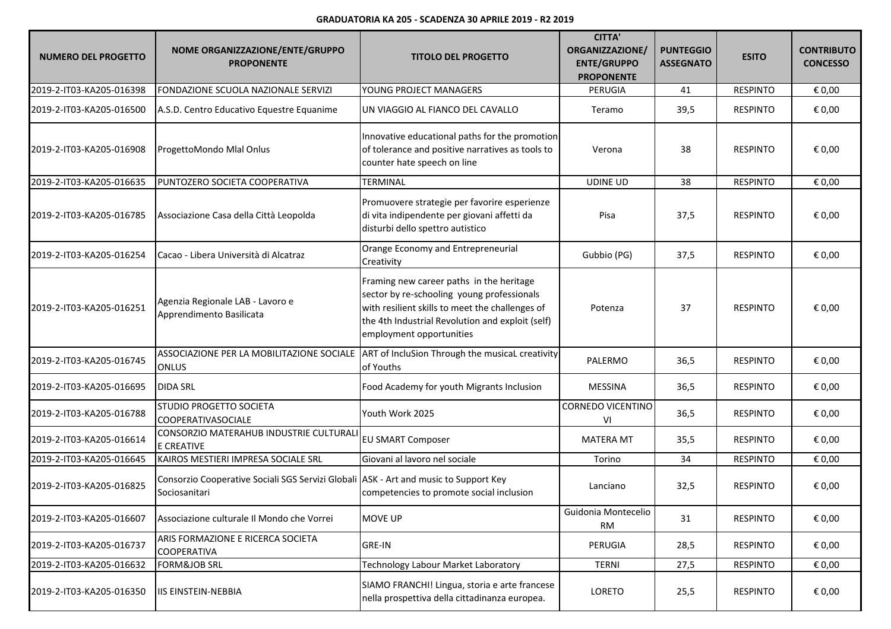**GRADUATORIA KA 205 - SCADENZA 30 APRILE 2019 - R2 2019**

| NUMERO DEL PROGETTO | NOME ORGANIZZAZIONE/ENTE/GRUPPO PROPONENTE | TITOLO DEL PROGETTO | CITTA' ORGANIZZAZIONE/ ENTE/GRUPPO PROPONENTE | PUNTEGGIO ASSEGNATO | ESITO | CONTRIBUTO CONCESSO |
|---|---|---|---|---|---|---|
| 2019-2-IT03-KA205-016398 | FONDAZIONE SCUOLA NAZIONALE SERVIZI | YOUNG PROJECT MANAGERS | PERUGIA | 41 | RESPINTO | € 0,00 |
| 2019-2-IT03-KA205-016500 | A.S.D. Centro Educativo Equestre Equanime | UN VIAGGIO AL FIANCO DEL CAVALLO | Teramo | 39,5 | RESPINTO | € 0,00 |
| 2019-2-IT03-KA205-016908 | ProgettoMondo Mlal Onlus | Innovative educational paths for the promotion of tolerance and positive narratives as tools to counter hate speech on line | Verona | 38 | RESPINTO | € 0,00 |
| 2019-2-IT03-KA205-016635 | PUNTOZERO SOCIETA COOPERATIVA | TERMINAL | UDINE UD | 38 | RESPINTO | € 0,00 |
| 2019-2-IT03-KA205-016785 | Associazione Casa della Città Leopolda | Promuovere strategie per favorire esperienze di vita indipendente per giovani affetti da disturbi dello spettro autistico | Pisa | 37,5 | RESPINTO | € 0,00 |
| 2019-2-IT03-KA205-016254 | Cacao - Libera Università di Alcatraz | Orange Economy and Entrepreneurial Creativity | Gubbio (PG) | 37,5 | RESPINTO | € 0,00 |
| 2019-2-IT03-KA205-016251 | Agenzia Regionale LAB - Lavoro e Apprendimento Basilicata | Framing new career paths in the heritage sector by re-schooling young professionals with resilient skills to meet the challenges of the 4th Industrial Revolution and exploit (self) employment opportunities | Potenza | 37 | RESPINTO | € 0,00 |
| 2019-2-IT03-KA205-016745 | ASSOCIAZIONE PER LA MOBILITAZIONE SOCIALE ONLUS | ART of IncluSion Through the musicaL creativity of Youths | PALERMO | 36,5 | RESPINTO | € 0,00 |
| 2019-2-IT03-KA205-016695 | DIDA SRL | Food Academy for youth Migrants Inclusion | MESSINA | 36,5 | RESPINTO | € 0,00 |
| 2019-2-IT03-KA205-016788 | STUDIO PROGETTO SOCIETA COOPERATIVASOCIALE | Youth Work 2025 | CORNEDO VICENTINO VI | 36,5 | RESPINTO | € 0,00 |
| 2019-2-IT03-KA205-016614 | CONSORZIO MATERAHUB INDUSTRIE CULTURALI E CREATIVE | EU SMART Composer | MATERA MT | 35,5 | RESPINTO | € 0,00 |
| 2019-2-IT03-KA205-016645 | KAIROS MESTIERI IMPRESA SOCIALE SRL | Giovani al lavoro nel sociale | Torino | 34 | RESPINTO | € 0,00 |
| 2019-2-IT03-KA205-016825 | Consorzio Cooperative Sociali SGS Servizi Globali Sociosanitari | ASK - Art and music to Support Key competencies to promote social inclusion | Lanciano | 32,5 | RESPINTO | € 0,00 |
| 2019-2-IT03-KA205-016607 | Associazione culturale Il Mondo che Vorrei | MOVE UP | Guidonia Montecelio RM | 31 | RESPINTO | € 0,00 |
| 2019-2-IT03-KA205-016737 | ARIS FORMAZIONE E RICERCA SOCIETA COOPERATIVA | GRE-IN | PERUGIA | 28,5 | RESPINTO | € 0,00 |
| 2019-2-IT03-KA205-016632 | FORM&JOB SRL | Technology Labour Market Laboratory | TERNI | 27,5 | RESPINTO | € 0,00 |
| 2019-2-IT03-KA205-016350 | IIS EINSTEIN-NEBBIA | SIAMO FRANCHI! Lingua, storia e arte francese nella prospettiva della cittadinanza europea. | LORETO | 25,5 | RESPINTO | € 0,00 |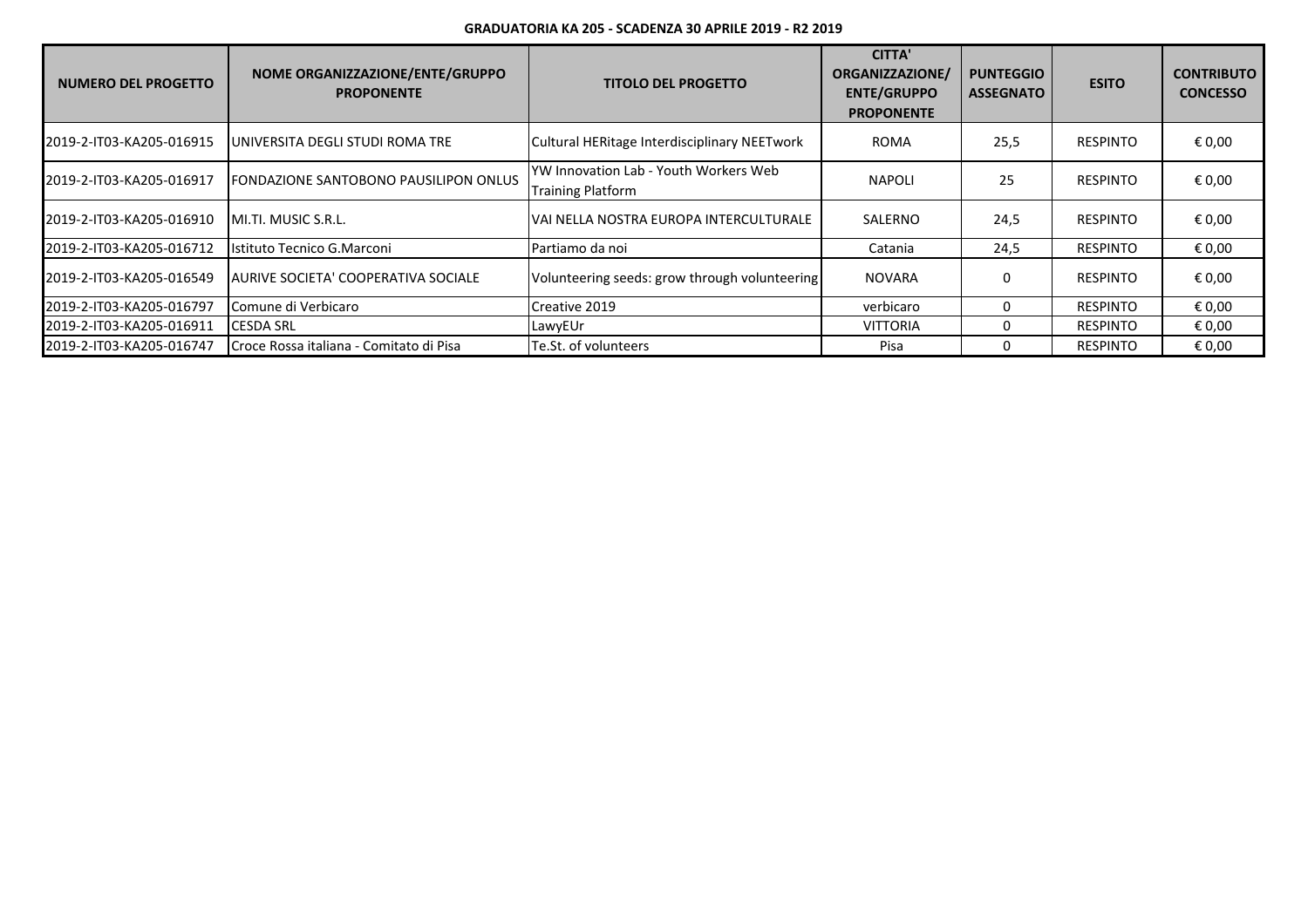**GRADUATORIA KA 205 - SCADENZA 30 APRILE 2019 - R2 2019**

| NUMERO DEL PROGETTO | NOME ORGANIZZAZIONE/ENTE/GRUPPO PROPONENTE | TITOLO DEL PROGETTO | CITTA' ORGANIZZAZIONE/ ENTE/GRUPPO PROPONENTE | PUNTEGGIO ASSEGNATO | ESITO | CONTRIBUTO CONCESSO |
|---|---|---|---|---|---|---|
| 2019-2-IT03-KA205-016915 | UNIVERSITA DEGLI STUDI ROMA TRE | Cultural HERitage Interdisciplinary NEETwork | ROMA | 25,5 | RESPINTO | € 0,00 |
| 2019-2-IT03-KA205-016917 | FONDAZIONE SANTOBONO PAUSILIPON ONLUS | YW Innovation Lab - Youth Workers Web Training Platform | NAPOLI | 25 | RESPINTO | € 0,00 |
| 2019-2-IT03-KA205-016910 | MI.TI. MUSIC S.R.L. | VAI NELLA NOSTRA EUROPA INTERCULTURALE | SALERNO | 24,5 | RESPINTO | € 0,00 |
| 2019-2-IT03-KA205-016712 | Istituto Tecnico G.Marconi | Partiamo da noi | Catania | 24,5 | RESPINTO | € 0,00 |
| 2019-2-IT03-KA205-016549 | AURIVE SOCIETA' COOPERATIVA SOCIALE | Volunteering seeds: grow through volunteering | NOVARA | 0 | RESPINTO | € 0,00 |
| 2019-2-IT03-KA205-016797 | Comune di Verbicaro | Creative 2019 | verbicaro | 0 | RESPINTO | € 0,00 |
| 2019-2-IT03-KA205-016911 | CESDA SRL | LawyEUr | VITTORIA | 0 | RESPINTO | € 0,00 |
| 2019-2-IT03-KA205-016747 | Croce Rossa italiana - Comitato di Pisa | Te.St. of volunteers | Pisa | 0 | RESPINTO | € 0,00 |